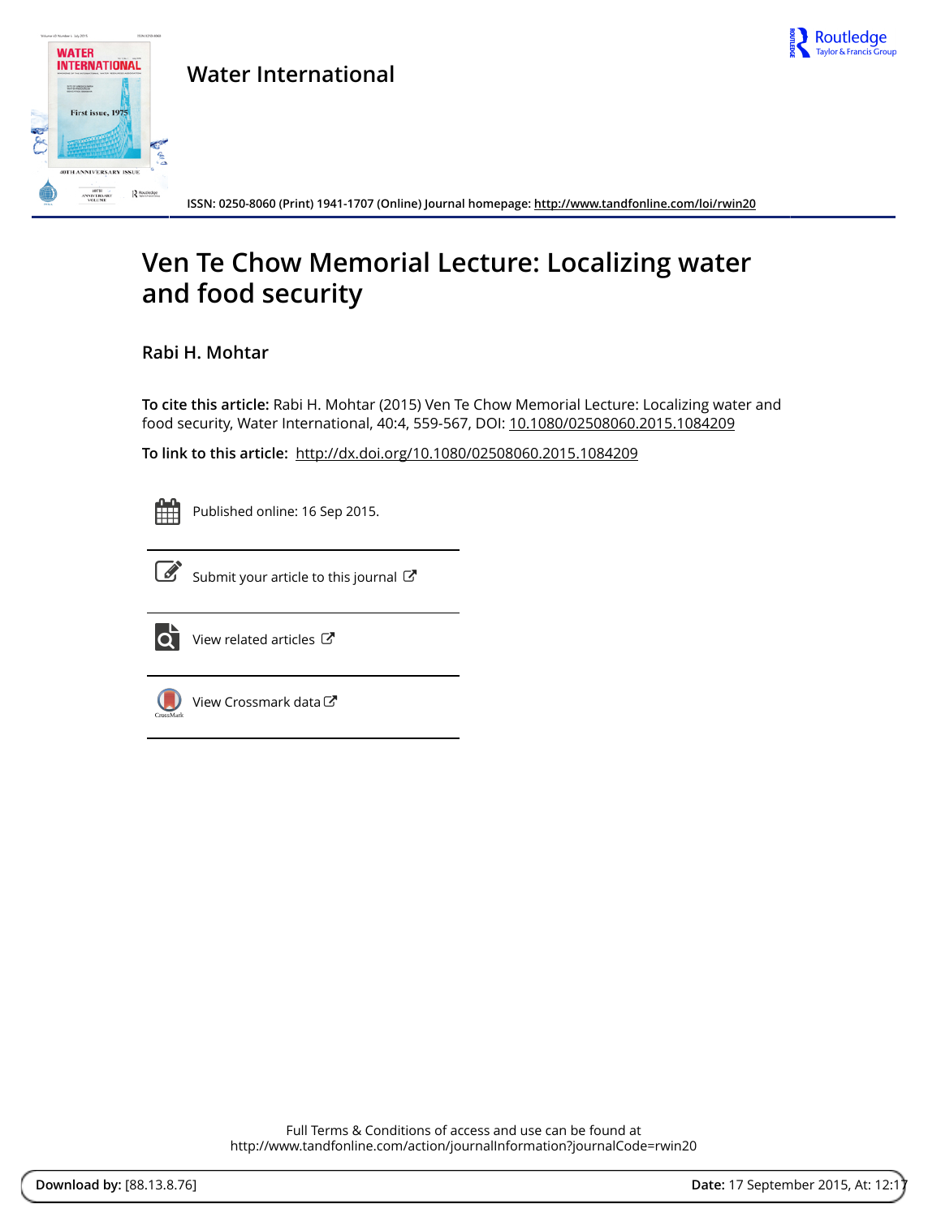Water International

ISSN: 0250-8060 (Print) 1941-1707 (Online) Journal homepage: http://www.tandfonline.com/loi/rwin20

# Ven Te Chow Memorial Lecture: Localizing water and food security

**Rabi H. Mohtar**

**To cite this article:** Rabi H. Mohtar (2015) Ven Te Chow Memorial Lecture: Localizing water and food security, Water International, 40:4, 559-567, DOI: 10.1080/02508060.2015.1084209

**To link to this article:** http://dx.doi.org/10.1080/02508060.2015.1084209

Published online: 16 Sep 2015.

Submit your article to this journal

View related articles

View Crossmark data

Full Terms & Conditions of access and use can be found at
http://www.tandfonline.com/action/journalInformation?journalCode=rwin20

**Download by:** [88.13.8.76] **Date:** 17 September 2015, At: 12:17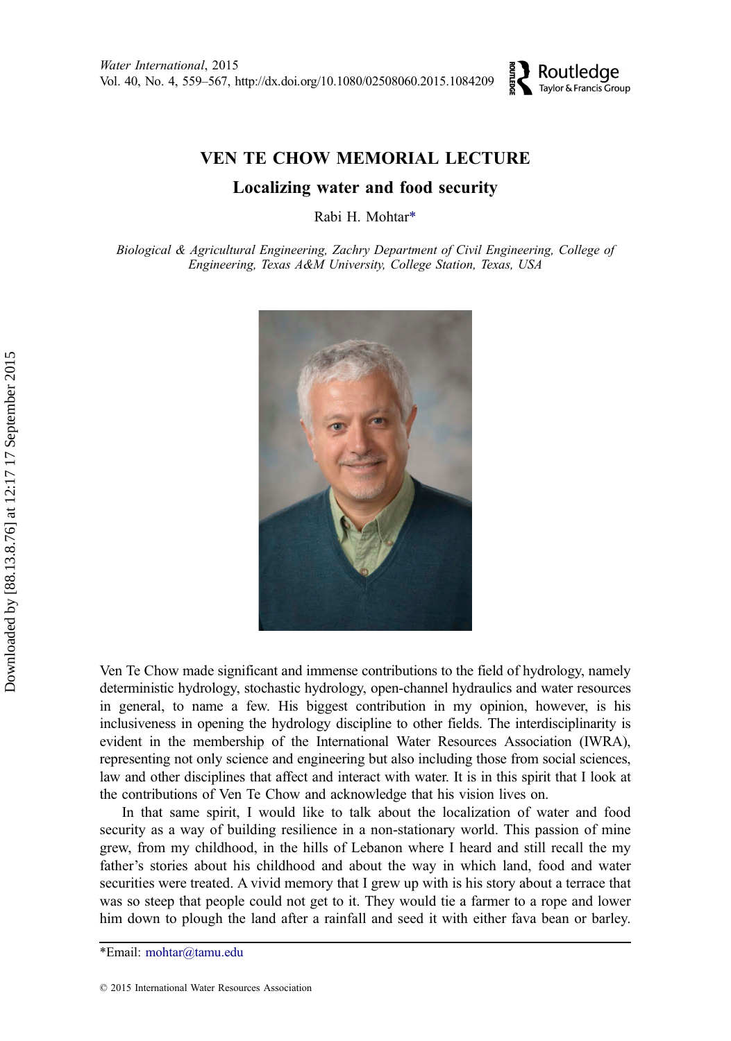# VEN TE CHOW MEMORIAL LECTURE

## Localizing water and food security

Rabi H. Mohtar*

*Biological & Agricultural Engineering, Zachry Department of Civil Engineering, College of Engineering, Texas A&M University, College Station, Texas, USA*

Ven Te Chow made significant and immense contributions to the field of hydrology, namely deterministic hydrology, stochastic hydrology, open-channel hydraulics and water resources in general, to name a few. His biggest contribution in my opinion, however, is his inclusiveness in opening the hydrology discipline to other fields. The interdisciplinarity is evident in the membership of the International Water Resources Association (IWRA), representing not only science and engineering but also including those from social sciences, law and other disciplines that affect and interact with water. It is in this spirit that I look at the contributions of Ven Te Chow and acknowledge that his vision lives on.

In that same spirit, I would like to talk about the localization of water and food security as a way of building resilience in a non-stationary world. This passion of mine grew, from my childhood, in the hills of Lebanon where I heard and still recall the my father's stories about his childhood and about the way in which land, food and water securities were treated. A vivid memory that I grew up with is his story about a terrace that was so steep that people could not get to it. They would tie a farmer to a rope and lower him down to plough the land after a rainfall and seed it with either fava bean or barley.

*Email: mohtar@tamu.edu

© 2015 International Water Resources Association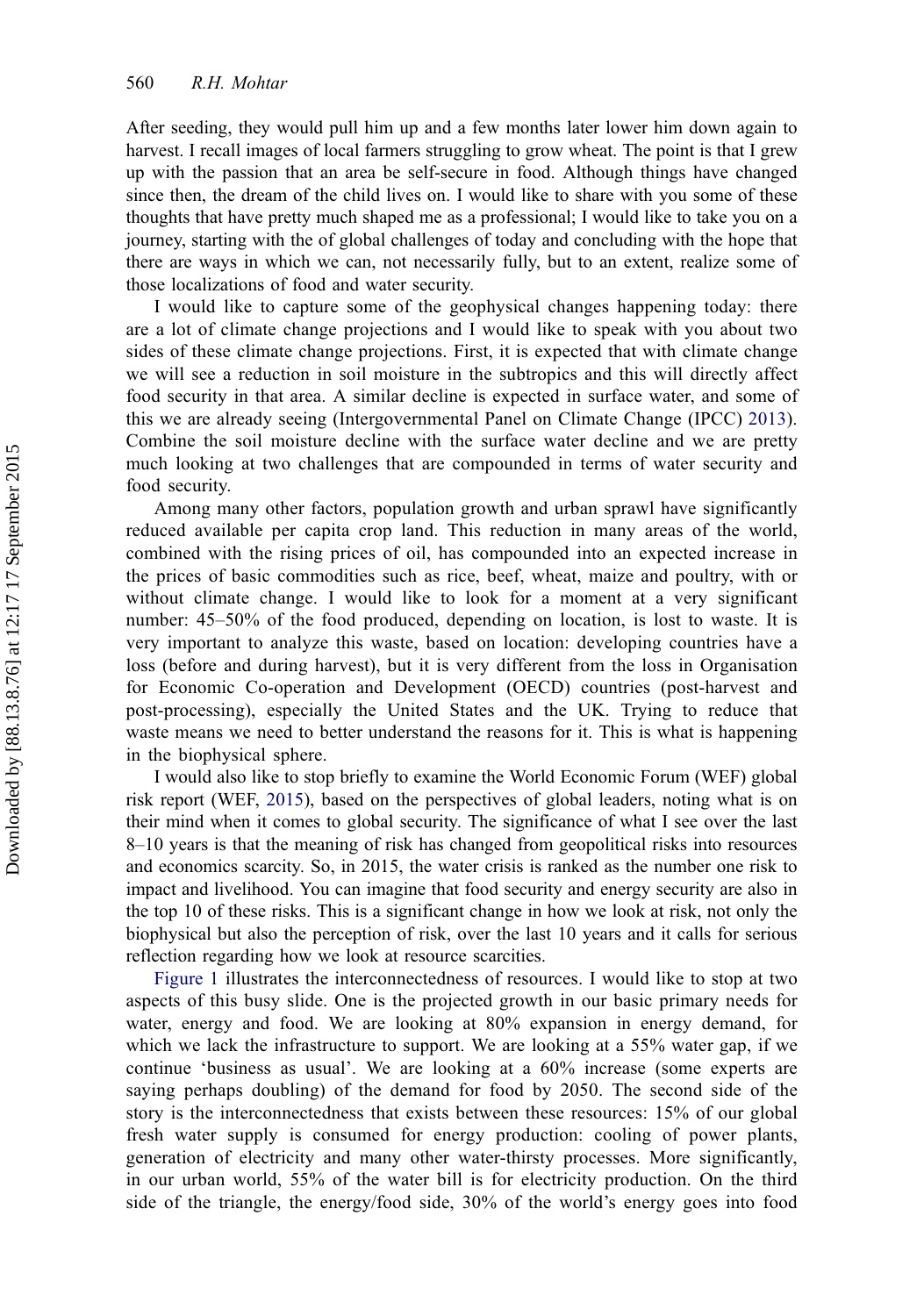After seeding, they would pull him up and a few months later lower him down again to harvest. I recall images of local farmers struggling to grow wheat. The point is that I grew up with the passion that an area be self-secure in food. Although things have changed since then, the dream of the child lives on. I would like to share with you some of these thoughts that have pretty much shaped me as a professional; I would like to take you on a journey, starting with the of global challenges of today and concluding with the hope that there are ways in which we can, not necessarily fully, but to an extent, realize some of those localizations of food and water security.

I would like to capture some of the geophysical changes happening today: there are a lot of climate change projections and I would like to speak with you about two sides of these climate change projections. First, it is expected that with climate change we will see a reduction in soil moisture in the subtropics and this will directly affect food security in that area. A similar decline is expected in surface water, and some of this we are already seeing (Intergovernmental Panel on Climate Change (IPCC) 2013). Combine the soil moisture decline with the surface water decline and we are pretty much looking at two challenges that are compounded in terms of water security and food security.

Among many other factors, population growth and urban sprawl have significantly reduced available per capita crop land. This reduction in many areas of the world, combined with the rising prices of oil, has compounded into an expected increase in the prices of basic commodities such as rice, beef, wheat, maize and poultry, with or without climate change. I would like to look for a moment at a very significant number: 45–50% of the food produced, depending on location, is lost to waste. It is very important to analyze this waste, based on location: developing countries have a loss (before and during harvest), but it is very different from the loss in Organisation for Economic Co-operation and Development (OECD) countries (post-harvest and post-processing), especially the United States and the UK. Trying to reduce that waste means we need to better understand the reasons for it. This is what is happening in the biophysical sphere.

I would also like to stop briefly to examine the World Economic Forum (WEF) global risk report (WEF, 2015), based on the perspectives of global leaders, noting what is on their mind when it comes to global security. The significance of what I see over the last 8–10 years is that the meaning of risk has changed from geopolitical risks into resources and economics scarcity. So, in 2015, the water crisis is ranked as the number one risk to impact and livelihood. You can imagine that food security and energy security are also in the top 10 of these risks. This is a significant change in how we look at risk, not only the biophysical but also the perception of risk, over the last 10 years and it calls for serious reflection regarding how we look at resource scarcities.

Figure 1 illustrates the interconnectedness of resources. I would like to stop at two aspects of this busy slide. One is the projected growth in our basic primary needs for water, energy and food. We are looking at 80% expansion in energy demand, for which we lack the infrastructure to support. We are looking at a 55% water gap, if we continue 'business as usual'. We are looking at a 60% increase (some experts are saying perhaps doubling) of the demand for food by 2050. The second side of the story is the interconnectedness that exists between these resources: 15% of our global fresh water supply is consumed for energy production: cooling of power plants, generation of electricity and many other water-thirsty processes. More significantly, in our urban world, 55% of the water bill is for electricity production. On the third side of the triangle, the energy/food side, 30% of the world's energy goes into food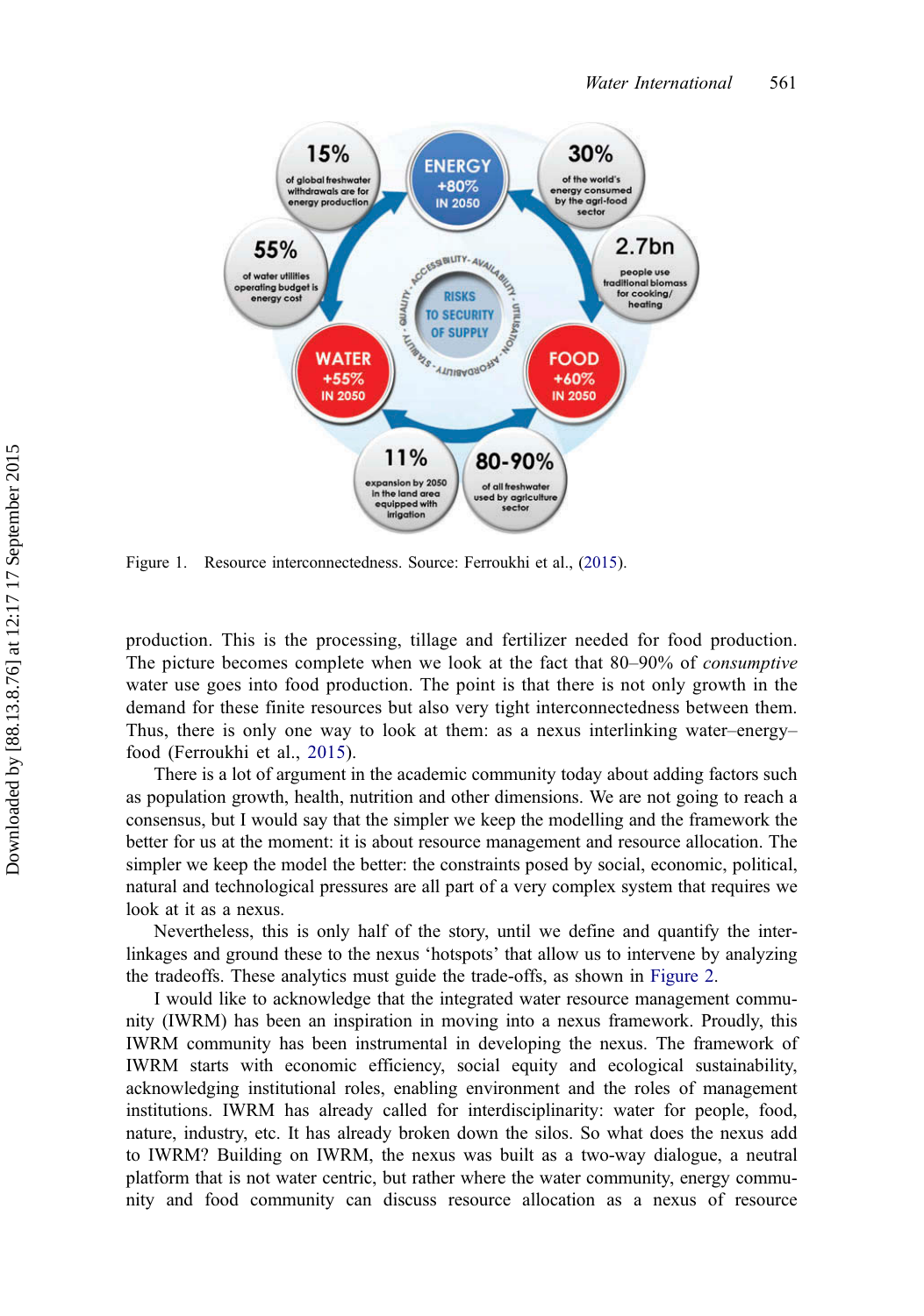Figure 1. Resource interconnectedness. Source: Ferroukhi et al., (2015).

production. This is the processing, tillage and fertilizer needed for food production. The picture becomes complete when we look at the fact that 80–90% of *consumptive* water use goes into food production. The point is that there is not only growth in the demand for these finite resources but also very tight interconnectedness between them. Thus, there is only one way to look at them: as a nexus interlinking water–energy–food (Ferroukhi et al., 2015).

There is a lot of argument in the academic community today about adding factors such as population growth, health, nutrition and other dimensions. We are not going to reach a consensus, but I would say that the simpler we keep the modelling and the framework the better for us at the moment: it is about resource management and resource allocation. The simpler we keep the model the better: the constraints posed by social, economic, political, natural and technological pressures are all part of a very complex system that requires we look at it as a nexus.

Nevertheless, this is only half of the story, until we define and quantify the inter-linkages and ground these to the nexus 'hotspots' that allow us to intervene by analyzing the tradeoffs. These analytics must guide the trade-offs, as shown in Figure 2.

I would like to acknowledge that the integrated water resource management community (IWRM) has been an inspiration in moving into a nexus framework. Proudly, this IWRM community has been instrumental in developing the nexus. The framework of IWRM starts with economic efficiency, social equity and ecological sustainability, acknowledging institutional roles, enabling environment and the roles of management institutions. IWRM has already called for interdisciplinarity: water for people, food, nature, industry, etc. It has already broken down the silos. So what does the nexus add to IWRM? Building on IWRM, the nexus was built as a two-way dialogue, a neutral platform that is not water centric, but rather where the water community, energy community and food community can discuss resource allocation as a nexus of resource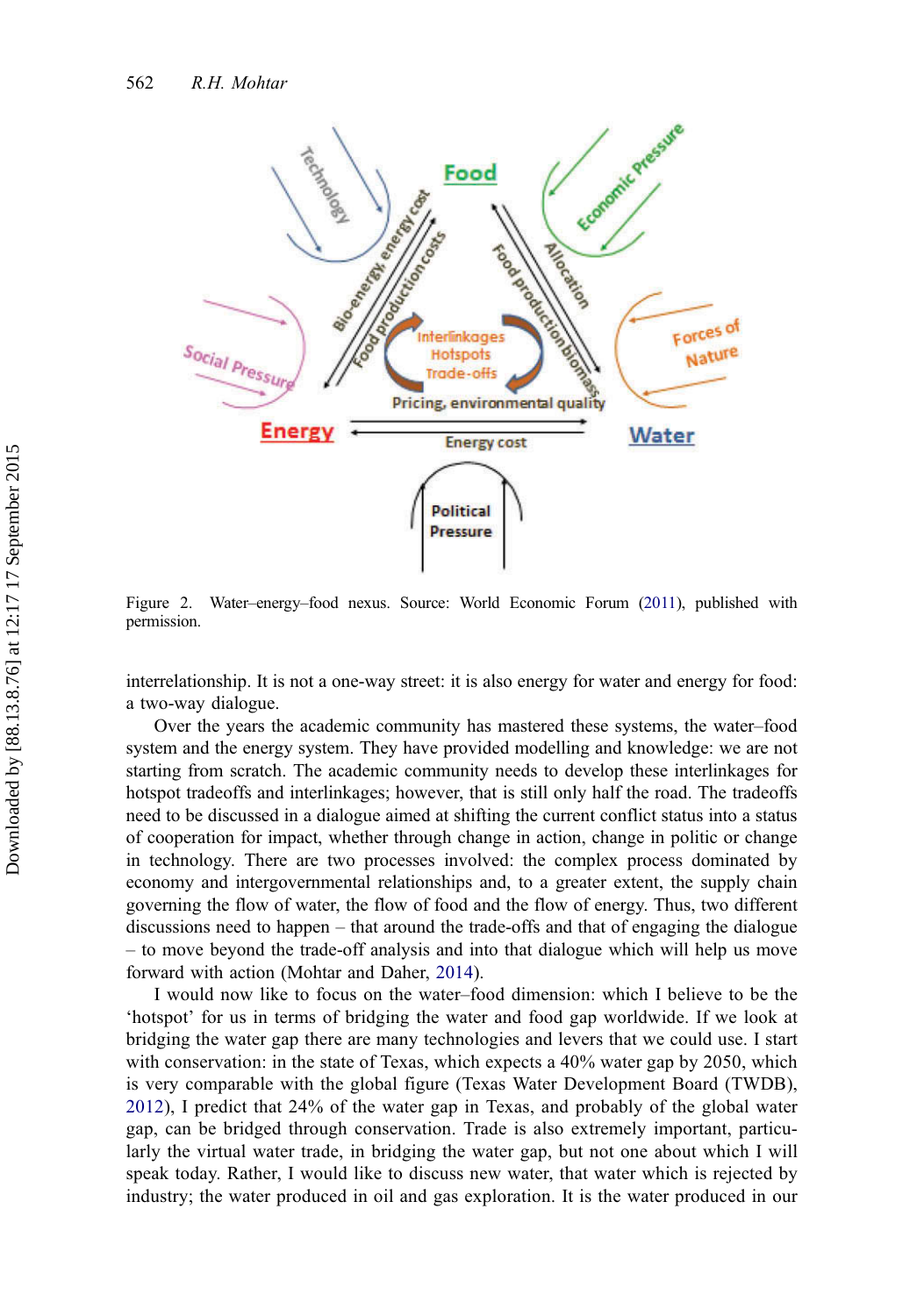Figure 2. Water–energy–food nexus. Source: World Economic Forum (2011), published with permission.

interrelationship. It is not a one-way street: it is also energy for water and energy for food: a two-way dialogue.

Over the years the academic community has mastered these systems, the water–food system and the energy system. They have provided modelling and knowledge: we are not starting from scratch. The academic community needs to develop these interlinkages for hotspot tradeoffs and interlinkages; however, that is still only half the road. The tradeoffs need to be discussed in a dialogue aimed at shifting the current conflict status into a status of cooperation for impact, whether through change in action, change in politic or change in technology. There are two processes involved: the complex process dominated by economy and intergovernmental relationships and, to a greater extent, the supply chain governing the flow of water, the flow of food and the flow of energy. Thus, two different discussions need to happen – that around the trade-offs and that of engaging the dialogue – to move beyond the trade-off analysis and into that dialogue which will help us move forward with action (Mohtar and Daher, 2014).

I would now like to focus on the water–food dimension: which I believe to be the 'hotspot' for us in terms of bridging the water and food gap worldwide. If we look at bridging the water gap there are many technologies and levers that we could use. I start with conservation: in the state of Texas, which expects a 40% water gap by 2050, which is very comparable with the global figure (Texas Water Development Board (TWDB), 2012), I predict that 24% of the water gap in Texas, and probably of the global water gap, can be bridged through conservation. Trade is also extremely important, particularly the virtual water trade, in bridging the water gap, but not one about which I will speak today. Rather, I would like to discuss new water, that water which is rejected by industry; the water produced in oil and gas exploration. It is the water produced in our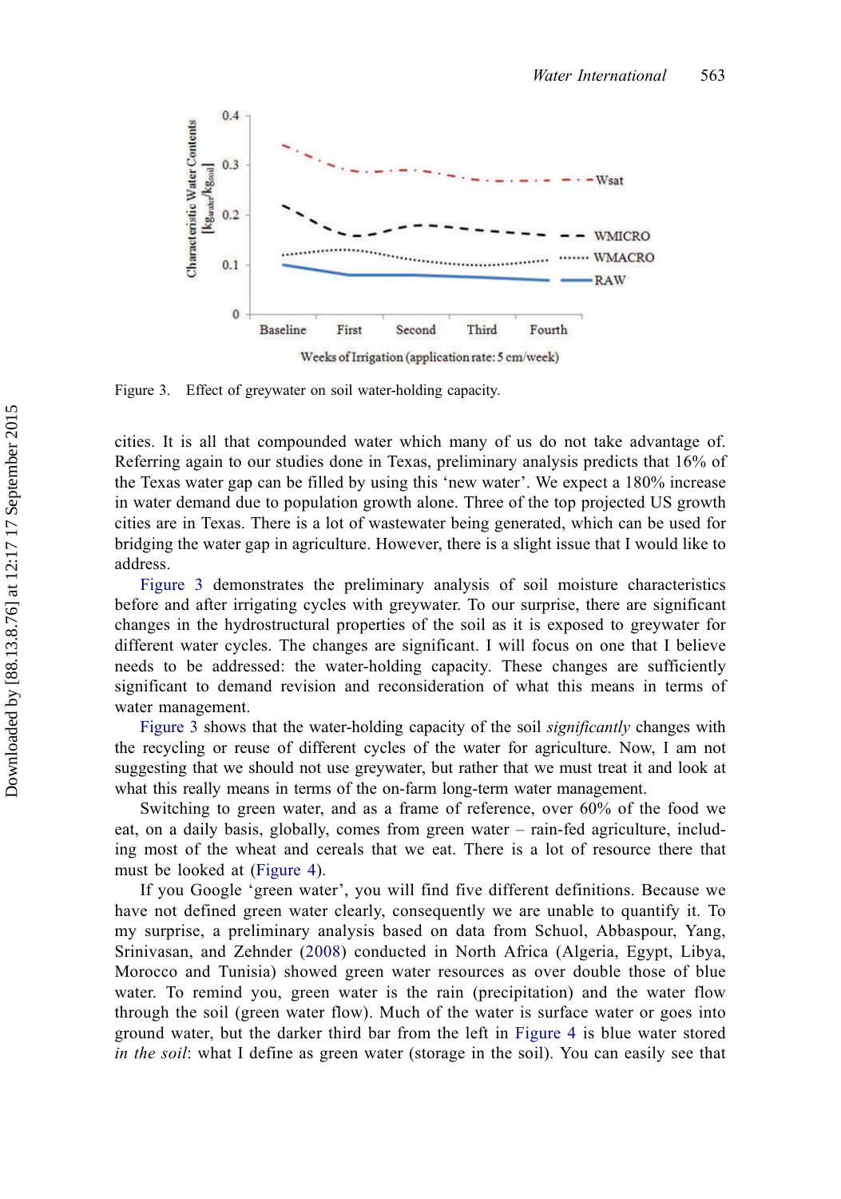Figure 3. Effect of greywater on soil water-holding capacity.

cities. It is all that compounded water which many of us do not take advantage of. Referring again to our studies done in Texas, preliminary analysis predicts that 16% of the Texas water gap can be filled by using this 'new water'. We expect a 180% increase in water demand due to population growth alone. Three of the top projected US growth cities are in Texas. There is a lot of wastewater being generated, which can be used for bridging the water gap in agriculture. However, there is a slight issue that I would like to address.

Figure 3 demonstrates the preliminary analysis of soil moisture characteristics before and after irrigating cycles with greywater. To our surprise, there are significant changes in the hydrostructural properties of the soil as it is exposed to greywater for different water cycles. The changes are significant. I will focus on one that I believe needs to be addressed: the water-holding capacity. These changes are sufficiently significant to demand revision and reconsideration of what this means in terms of water management.

Figure 3 shows that the water-holding capacity of the soil *significantly* changes with the recycling or reuse of different cycles of the water for agriculture. Now, I am not suggesting that we should not use greywater, but rather that we must treat it and look at what this really means in terms of the on-farm long-term water management.

Switching to green water, and as a frame of reference, over 60% of the food we eat, on a daily basis, globally, comes from green water – rain-fed agriculture, including most of the wheat and cereals that we eat. There is a lot of resource there that must be looked at (Figure 4).

If you Google 'green water', you will find five different definitions. Because we have not defined green water clearly, consequently we are unable to quantify it. To my surprise, a preliminary analysis based on data from Schuol, Abbaspour, Yang, Srinivasan, and Zehnder (2008) conducted in North Africa (Algeria, Egypt, Libya, Morocco and Tunisia) showed green water resources as over double those of blue water. To remind you, green water is the rain (precipitation) and the water flow through the soil (green water flow). Much of the water is surface water or goes into ground water, but the darker third bar from the left in Figure 4 is blue water stored *in the soil*: what I define as green water (storage in the soil). You can easily see that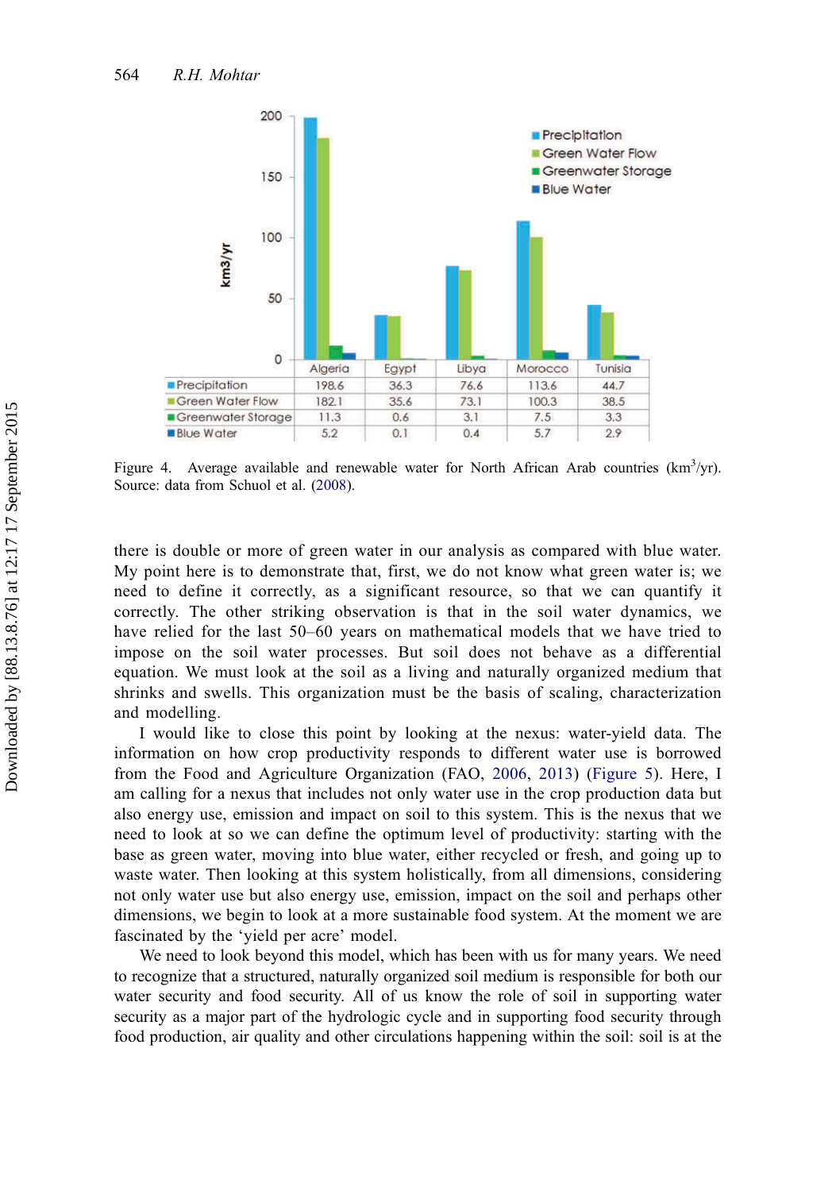| | Algeria | Egypt | Libya | Morocco | Tunisia |
|---|---|---|---|---|---|
| Precipitation | 198.6 | 36.3 | 76.6 | 113.6 | 44.7 |
| Green Water Flow | 182.1 | 35.6 | 73.1 | 100.3 | 38.5 |
| Greenwater Storage | 11.3 | 0.6 | 3.1 | 7.5 | 3.3 |
| Blue Water | 5.2 | 0.1 | 0.4 | 5.7 | 2.9 |

Figure 4. Average available and renewable water for North African Arab countries (km$^3$/yr). Source: data from Schuol et al. (2008).

there is double or more of green water in our analysis as compared with blue water. My point here is to demonstrate that, first, we do not know what green water is; we need to define it correctly, as a significant resource, so that we can quantify it correctly. The other striking observation is that in the soil water dynamics, we have relied for the last 50–60 years on mathematical models that we have tried to impose on the soil water processes. But soil does not behave as a differential equation. We must look at the soil as a living and naturally organized medium that shrinks and swells. This organization must be the basis of scaling, characterization and modelling.

I would like to close this point by looking at the nexus: water-yield data. The information on how crop productivity responds to different water use is borrowed from the Food and Agriculture Organization (FAO, 2006, 2013) (Figure 5). Here, I am calling for a nexus that includes not only water use in the crop production data but also energy use, emission and impact on soil to this system. This is the nexus that we need to look at so we can define the optimum level of productivity: starting with the base as green water, moving into blue water, either recycled or fresh, and going up to waste water. Then looking at this system holistically, from all dimensions, considering not only water use but also energy use, emission, impact on the soil and perhaps other dimensions, we begin to look at a more sustainable food system. At the moment we are fascinated by the 'yield per acre' model.

We need to look beyond this model, which has been with us for many years. We need to recognize that a structured, naturally organized soil medium is responsible for both our water security and food security. All of us know the role of soil in supporting water security as a major part of the hydrologic cycle and in supporting food security through food production, air quality and other circulations happening within the soil: soil is at the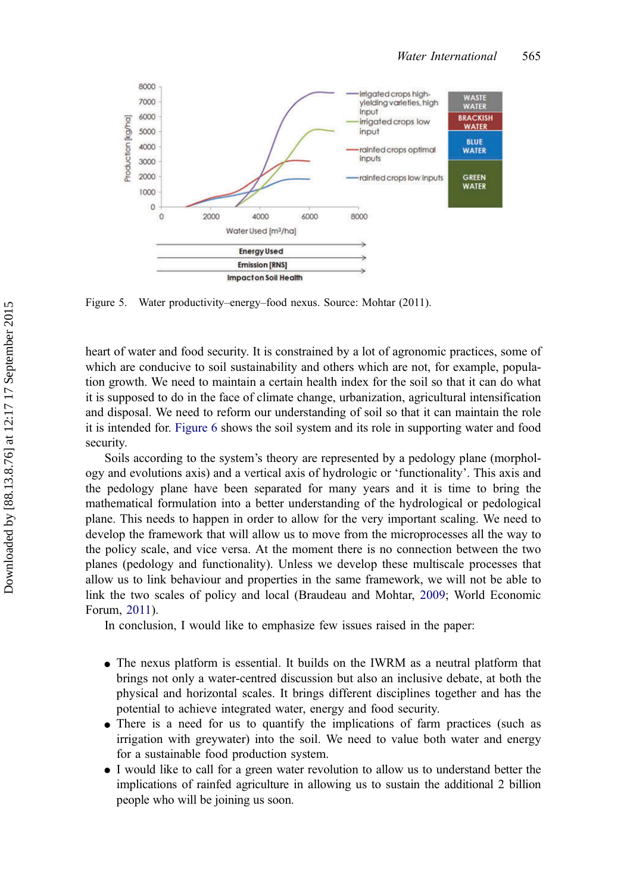Figure 5. Water productivity–energy–food nexus. Source: Mohtar (2011).

heart of water and food security. It is constrained by a lot of agronomic practices, some of which are conducive to soil sustainability and others which are not, for example, population growth. We need to maintain a certain health index for the soil so that it can do what it is supposed to do in the face of climate change, urbanization, agricultural intensification and disposal. We need to reform our understanding of soil so that it can maintain the role it is intended for. Figure 6 shows the soil system and its role in supporting water and food security.

Soils according to the system's theory are represented by a pedology plane (morphology and evolutions axis) and a vertical axis of hydrologic or 'functionality'. This axis and the pedology plane have been separated for many years and it is time to bring the mathematical formulation into a better understanding of the hydrological or pedological plane. This needs to happen in order to allow for the very important scaling. We need to develop the framework that will allow us to move from the microprocesses all the way to the policy scale, and vice versa. At the moment there is no connection between the two planes (pedology and functionality). Unless we develop these multiscale processes that allow us to link behaviour and properties in the same framework, we will not be able to link the two scales of policy and local (Braudeau and Mohtar, 2009; World Economic Forum, 2011).

In conclusion, I would like to emphasize few issues raised in the paper:

- The nexus platform is essential. It builds on the IWRM as a neutral platform that brings not only a water-centred discussion but also an inclusive debate, at both the physical and horizontal scales. It brings different disciplines together and has the potential to achieve integrated water, energy and food security.
- There is a need for us to quantify the implications of farm practices (such as irrigation with greywater) into the soil. We need to value both water and energy for a sustainable food production system.
- I would like to call for a green water revolution to allow us to understand better the implications of rainfed agriculture in allowing us to sustain the additional 2 billion people who will be joining us soon.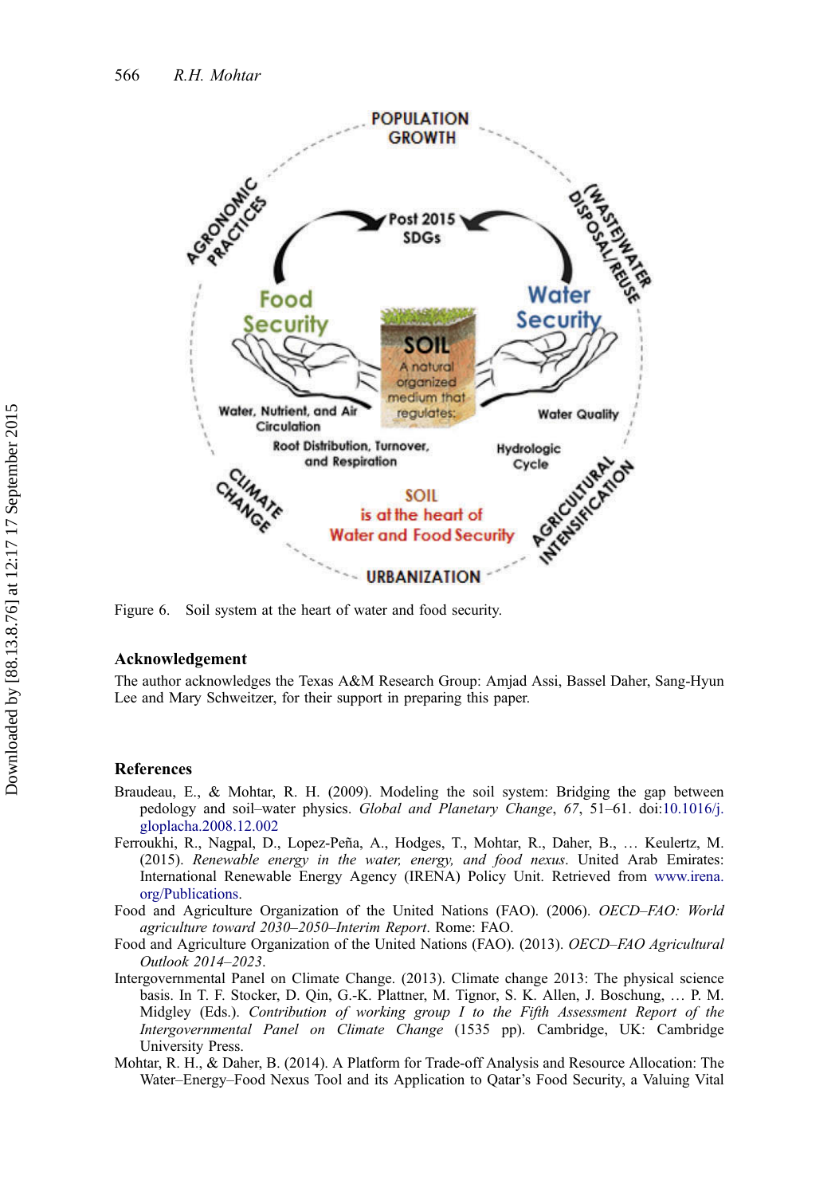Figure 6. Soil system at the heart of water and food security.

## Acknowledgement

The author acknowledges the Texas A&M Research Group: Amjad Assi, Bassel Daher, Sang-Hyun Lee and Mary Schweitzer, for their support in preparing this paper.

## References

Braudeau, E., & Mohtar, R. H. (2009). Modeling the soil system: Bridging the gap between pedology and soil–water physics. *Global and Planetary Change*, *67*, 51–61. doi:10.1016/j.gloplacha.2008.12.002

Ferroukhi, R., Nagpal, D., Lopez-Peña, A., Hodges, T., Mohtar, R., Daher, B., … Keulertz, M. (2015). *Renewable energy in the water, energy, and food nexus*. United Arab Emirates: International Renewable Energy Agency (IRENA) Policy Unit. Retrieved from www.irena.org/Publications.

Food and Agriculture Organization of the United Nations (FAO). (2006). *OECD–FAO: World agriculture toward 2030–2050–Interim Report*. Rome: FAO.

Food and Agriculture Organization of the United Nations (FAO). (2013). *OECD–FAO Agricultural Outlook 2014–2023*.

Intergovernmental Panel on Climate Change. (2013). Climate change 2013: The physical science basis. In T. F. Stocker, D. Qin, G.-K. Plattner, M. Tignor, S. K. Allen, J. Boschung, … P. M. Midgley (Eds.). *Contribution of working group I to the Fifth Assessment Report of the Intergovernmental Panel on Climate Change* (1535 pp). Cambridge, UK: Cambridge University Press.

Mohtar, R. H., & Daher, B. (2014). A Platform for Trade-off Analysis and Resource Allocation: The Water–Energy–Food Nexus Tool and its Application to Qatar's Food Security, a Valuing Vital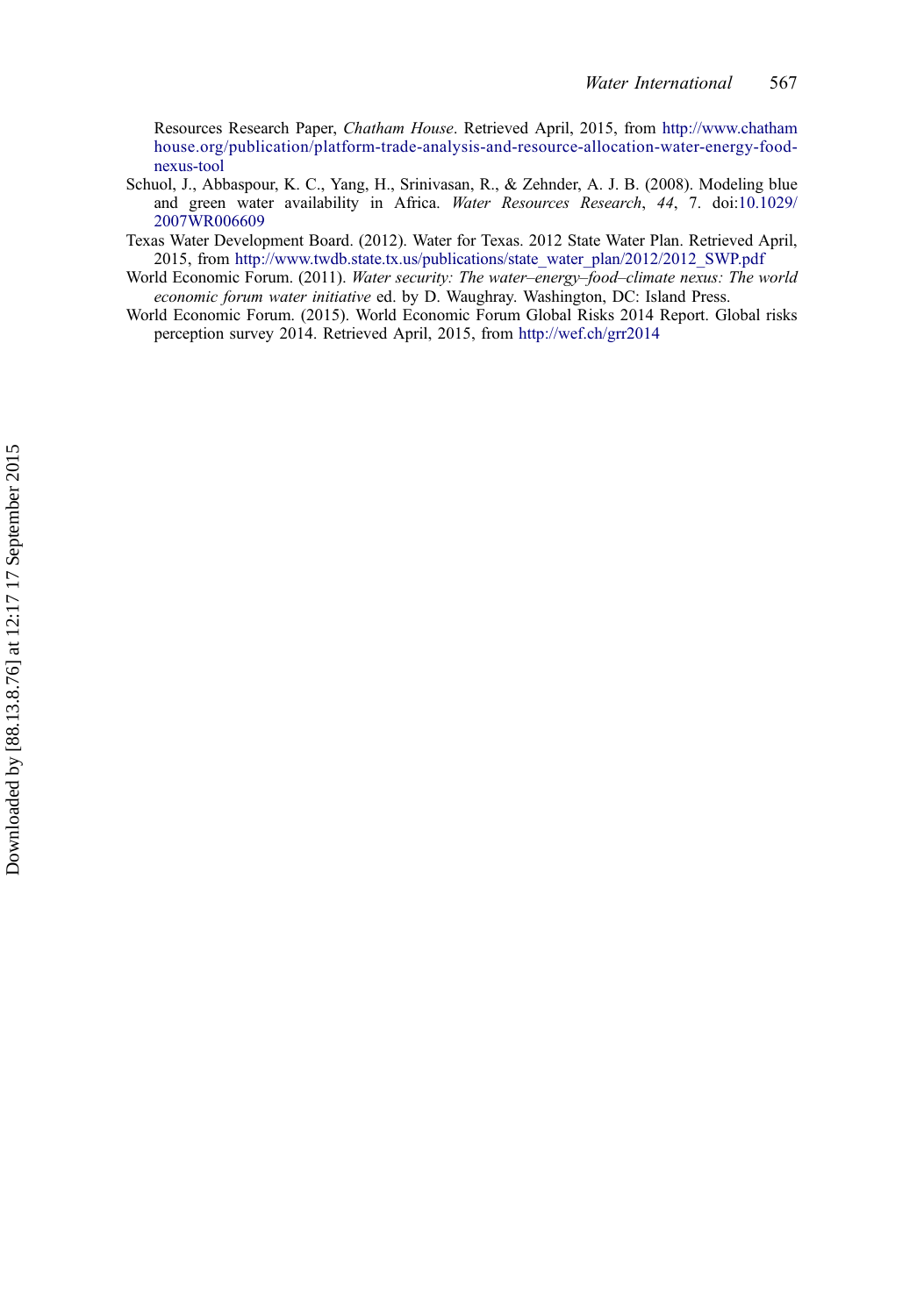Resources Research Paper, *Chatham House*. Retrieved April, 2015, from http://www.chathamhouse.org/publication/platform-trade-analysis-and-resource-allocation-water-energy-food-nexus-tool

Schuol, J., Abbaspour, K. C., Yang, H., Srinivasan, R., & Zehnder, A. J. B. (2008). Modeling blue and green water availability in Africa. *Water Resources Research*, *44*, 7. doi:10.1029/2007WR006609

Texas Water Development Board. (2012). Water for Texas. 2012 State Water Plan. Retrieved April, 2015, from http://www.twdb.state.tx.us/publications/state_water_plan/2012/2012_SWP.pdf

World Economic Forum. (2011). *Water security: The water–energy–food–climate nexus: The world economic forum water initiative* ed. by D. Waughray. Washington, DC: Island Press.

World Economic Forum. (2015). World Economic Forum Global Risks 2014 Report. Global risks perception survey 2014. Retrieved April, 2015, from http://wef.ch/grr2014